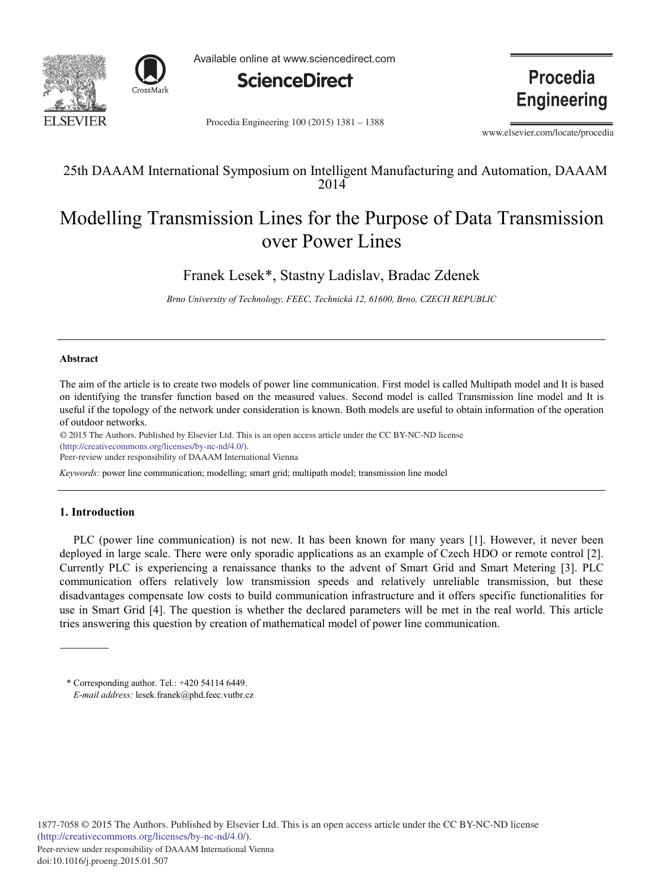25th DAAAM International Symposium on Intelligent Manufacturing and Automation, DAAAM 2014

# Modelling Transmission Lines for the Purpose of Data Transmission over Power Lines

Franek Lesek*, Stastny Ladislav, Bradac Zdenek

*Brno University of Technology, FEEC, Technická 12, 61600, Brno, CZECH REPUBLIC*

## Abstract

The aim of the article is to create two models of power line communication. First model is called Multipath model and It is based on identifying the transfer function based on the measured values. Second model is called Transmission line model and It is useful if the topology of the network under consideration is known. Both models are useful to obtain information of the operation of outdoor networks.

© 2015 The Authors. Published by Elsevier Ltd. This is an open access article under the CC BY-NC-ND license (http://creativecommons.org/licenses/by-nc-nd/4.0/).

Peer-review under responsibility of DAAAM International Vienna

*Keywords:* power line communication; modelling; smart grid; multipath model; transmission line model

## 1. Introduction

PLC (power line communication) is not new. It has been known for many years [1]. However, it never been deployed in large scale. There were only sporadic applications as an example of Czech HDO or remote control [2]. Currently PLC is experiencing a renaissance thanks to the advent of Smart Grid and Smart Metering [3]. PLC communication offers relatively low transmission speeds and relatively unreliable transmission, but these disadvantages compensate low costs to build communication infrastructure and it offers specific functionalities for use in Smart Grid [4]. The question is whether the declared parameters will be met in the real world. This article tries answering this question by creation of mathematical model of power line communication.

* Corresponding author. Tel.: +420 54114 6449.
*E-mail address:* lesek.franek@phd.feec.vutbr.cz

1877-7058 © 2015 The Authors. Published by Elsevier Ltd. This is an open access article under the CC BY-NC-ND license (http://creativecommons.org/licenses/by-nc-nd/4.0/).
Peer-review under responsibility of DAAAM International Vienna
doi:10.1016/j.proeng.2015.01.507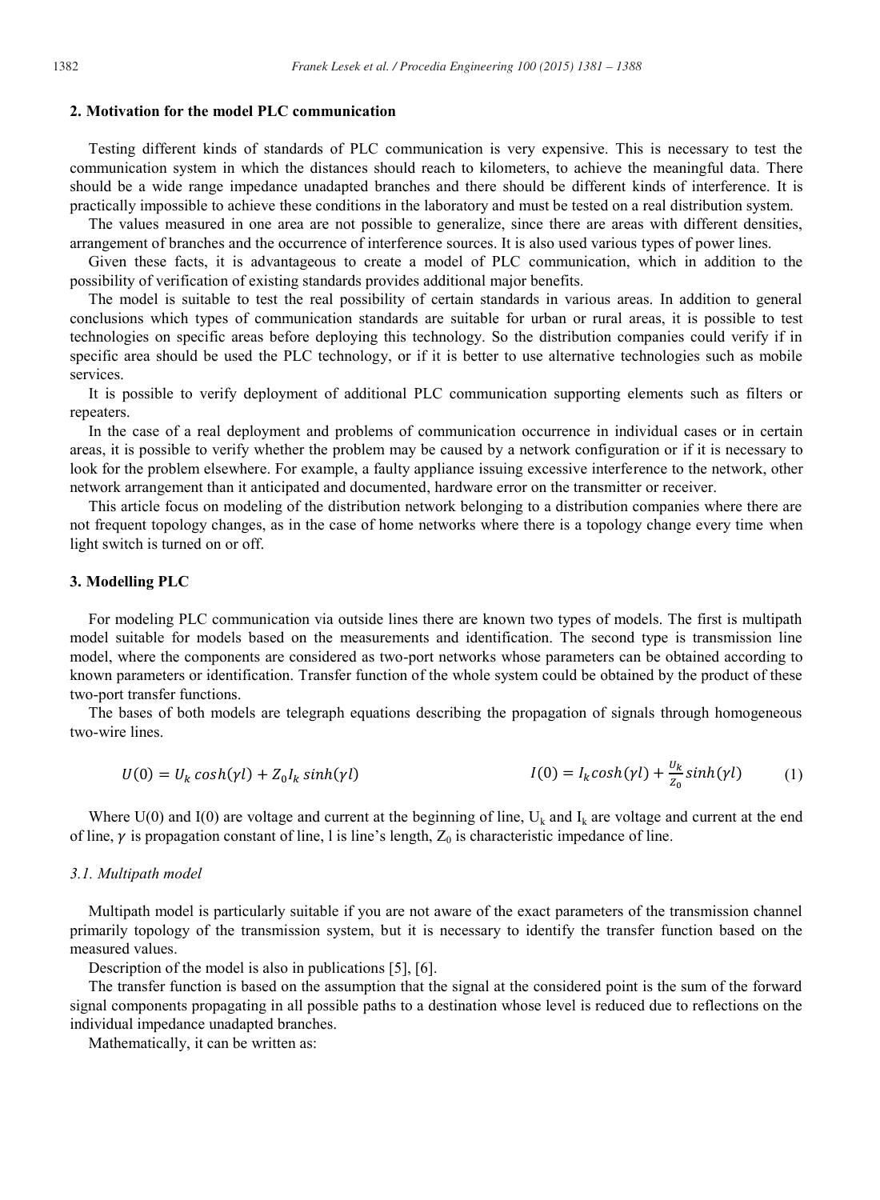## 2. Motivation for the model PLC communication

Testing different kinds of standards of PLC communication is very expensive. This is necessary to test the communication system in which the distances should reach to kilometers, to achieve the meaningful data. There should be a wide range impedance unadapted branches and there should be different kinds of interference. It is practically impossible to achieve these conditions in the laboratory and must be tested on a real distribution system.

The values measured in one area are not possible to generalize, since there are areas with different densities, arrangement of branches and the occurrence of interference sources. It is also used various types of power lines.

Given these facts, it is advantageous to create a model of PLC communication, which in addition to the possibility of verification of existing standards provides additional major benefits.

The model is suitable to test the real possibility of certain standards in various areas. In addition to general conclusions which types of communication standards are suitable for urban or rural areas, it is possible to test technologies on specific areas before deploying this technology. So the distribution companies could verify if in specific area should be used the PLC technology, or if it is better to use alternative technologies such as mobile services.

It is possible to verify deployment of additional PLC communication supporting elements such as filters or repeaters.

In the case of a real deployment and problems of communication occurrence in individual cases or in certain areas, it is possible to verify whether the problem may be caused by a network configuration or if it is necessary to look for the problem elsewhere. For example, a faulty appliance issuing excessive interference to the network, other network arrangement than it anticipated and documented, hardware error on the transmitter or receiver.

This article focus on modeling of the distribution network belonging to a distribution companies where there are not frequent topology changes, as in the case of home networks where there is a topology change every time when light switch is turned on or off.

## 3. Modelling PLC

For modeling PLC communication via outside lines there are known two types of models. The first is multipath model suitable for models based on the measurements and identification. The second type is transmission line model, where the components are considered as two-port networks whose parameters can be obtained according to known parameters or identification. Transfer function of the whole system could be obtained by the product of these two-port transfer functions.

The bases of both models are telegraph equations describing the propagation of signals through homogeneous two-wire lines.

$$U(0) = U_k \cosh(\gamma l) + Z_0 I_k \sinh(\gamma l) \qquad\qquad I(0) = I_k \cosh(\gamma l) + \frac{U_k}{Z_0} \sinh(\gamma l) \qquad (1)$$

Where U(0) and I(0) are voltage and current at the beginning of line, $U_k$ and $I_k$ are voltage and current at the end of line, $\gamma$ is propagation constant of line, l is line's length, $Z_0$ is characteristic impedance of line.

### *3.1. Multipath model*

Multipath model is particularly suitable if you are not aware of the exact parameters of the transmission channel primarily topology of the transmission system, but it is necessary to identify the transfer function based on the measured values.

Description of the model is also in publications [5], [6].

The transfer function is based on the assumption that the signal at the considered point is the sum of the forward signal components propagating in all possible paths to a destination whose level is reduced due to reflections on the individual impedance unadapted branches.

Mathematically, it can be written as: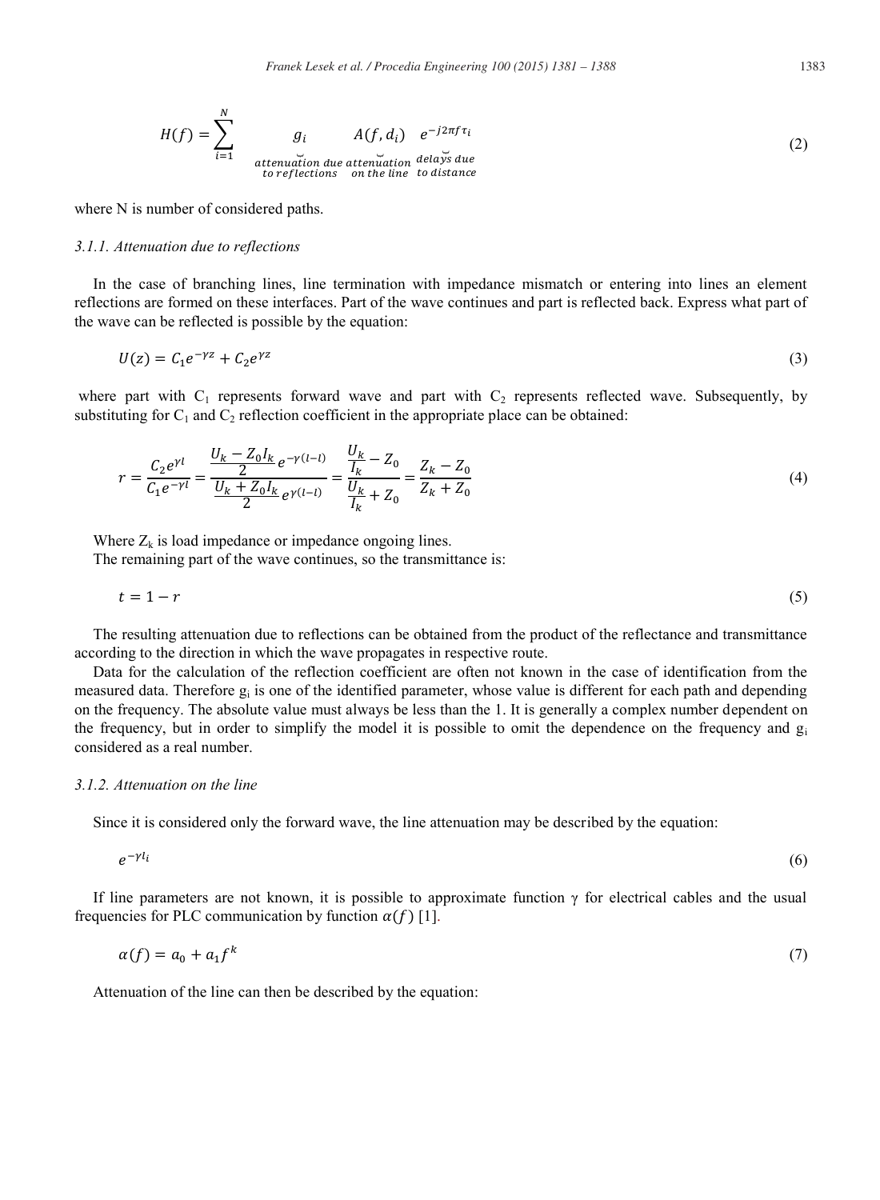$$H(f) = \sum_{i=1}^{N} \underbrace{g_i}_{\substack{attenuation\ due \\ to\ reflections}} \underbrace{A(f, d_i)}_{\substack{attenuation \\ on\ the\ line}} \underbrace{e^{-j2\pi f \tau_i}}_{\substack{delays\ due \\ to\ distance}} \tag{2}$$

where N is number of considered paths.

### 3.1.1. Attenuation due to reflections

In the case of branching lines, line termination with impedance mismatch or entering into lines an element reflections are formed on these interfaces. Part of the wave continues and part is reflected back. Express what part of the wave can be reflected is possible by the equation:

$$U(z) = C_1 e^{-\gamma z} + C_2 e^{\gamma z} \tag{3}$$

where part with $C_1$ represents forward wave and part with $C_2$ represents reflected wave. Subsequently, by substituting for $C_1$ and $C_2$ reflection coefficient in the appropriate place can be obtained:

$$r = \frac{C_2 e^{\gamma l}}{C_1 e^{-\gamma l}} = \frac{\dfrac{U_k - Z_0 I_k}{2} e^{-\gamma(l-l)}}{\dfrac{U_k + Z_0 I_k}{2} e^{\gamma(l-l)}} = \frac{\dfrac{U_k}{I_k} - Z_0}{\dfrac{U_k}{I_k} + Z_0} = \frac{Z_k - Z_0}{Z_k + Z_0} \tag{4}$$

Where $Z_k$ is load impedance or impedance ongoing lines.
The remaining part of the wave continues, so the transmittance is:

$$t = 1 - r \tag{5}$$

The resulting attenuation due to reflections can be obtained from the product of the reflectance and transmittance according to the direction in which the wave propagates in respective route.

Data for the calculation of the reflection coefficient are often not known in the case of identification from the measured data. Therefore $g_i$ is one of the identified parameter, whose value is different for each path and depending on the frequency. The absolute value must always be less than the 1. It is generally a complex number dependent on the frequency, but in order to simplify the model it is possible to omit the dependence on the frequency and $g_i$ considered as a real number.

### 3.1.2. Attenuation on the line

Since it is considered only the forward wave, the line attenuation may be described by the equation:

$$e^{-\gamma l_i} \tag{6}$$

If line parameters are not known, it is possible to approximate function $\gamma$ for electrical cables and the usual frequencies for PLC communication by function $\alpha(f)$ [1].

$$\alpha(f) = a_0 + a_1 f^k \tag{7}$$

Attenuation of the line can then be described by the equation: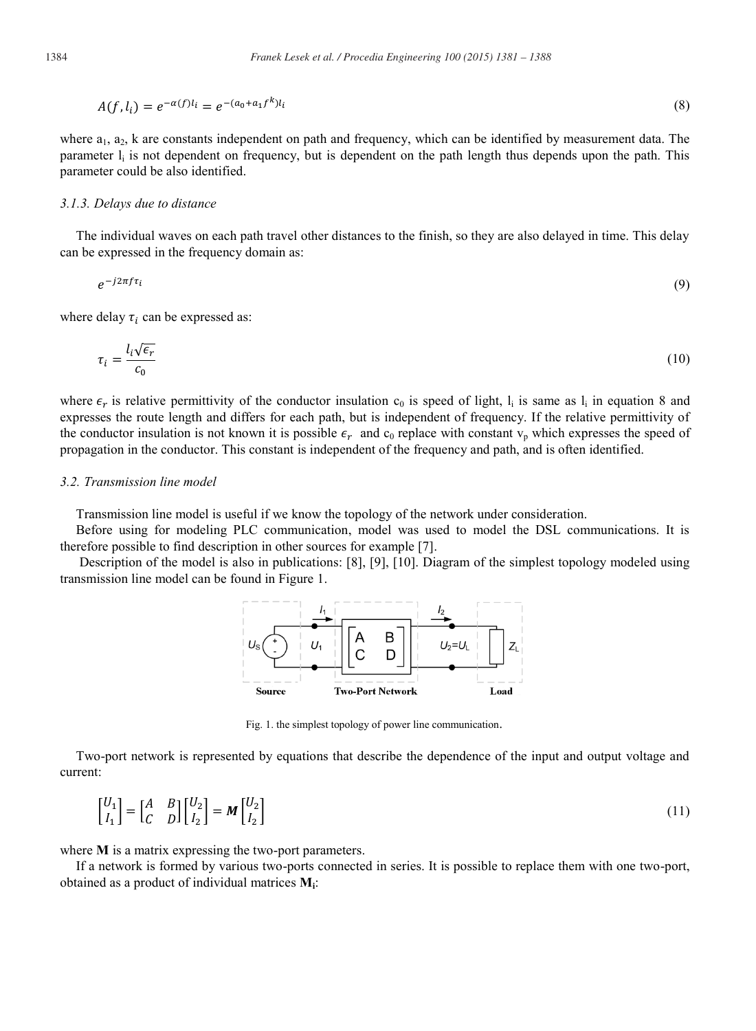$$A(f, l_i) = e^{-\alpha(f)l_i} = e^{-(a_0 + a_1 f^k)l_i} \tag{8}$$

where $a_1$, $a_2$, k are constants independent on path and frequency, which can be identified by measurement data. The parameter $l_i$ is not dependent on frequency, but is dependent on the path length thus depends upon the path. This parameter could be also identified.

### *3.1.3. Delays due to distance*

The individual waves on each path travel other distances to the finish, so they are also delayed in time. This delay can be expressed in the frequency domain as:

$$e^{-j2\pi f \tau_i} \tag{9}$$

where delay $\tau_i$ can be expressed as:

$$\tau_i = \frac{l_i \sqrt{\epsilon_r}}{c_0} \tag{10}$$

where $\epsilon_r$ is relative permittivity of the conductor insulation $c_0$ is speed of light, $l_i$ is same as $l_i$ in equation 8 and expresses the route length and differs for each path, but is independent of frequency. If the relative permittivity of the conductor insulation is not known it is possible $\epsilon_r$ and $c_0$ replace with constant $v_p$ which expresses the speed of propagation in the conductor. This constant is independent of the frequency and path, and is often identified.

### *3.2. Transmission line model*

Transmission line model is useful if we know the topology of the network under consideration.

Before using for modeling PLC communication, model was used to model the DSL communications. It is therefore possible to find description in other sources for example [7].

Description of the model is also in publications: [8], [9], [10]. Diagram of the simplest topology modeled using transmission line model can be found in Figure 1.

$I_1$ $I_2$ $U_S$ $U_1$ A B C D $U_2$=$U_L$ $Z_L$ Source Two-Port Network Load

Fig. 1. the simplest topology of power line communication.

Two-port network is represented by equations that describe the dependence of the input and output voltage and current:

$$\begin{bmatrix} U_1 \\ I_1 \end{bmatrix} = \begin{bmatrix} A & B \\ C & D \end{bmatrix} \begin{bmatrix} U_2 \\ I_2 \end{bmatrix} = \boldsymbol{M} \begin{bmatrix} U_2 \\ I_2 \end{bmatrix} \tag{11}$$

where **M** is a matrix expressing the two-port parameters.

If a network is formed by various two-ports connected in series. It is possible to replace them with one two-port, obtained as a product of individual matrices $\mathbf{M_i}$: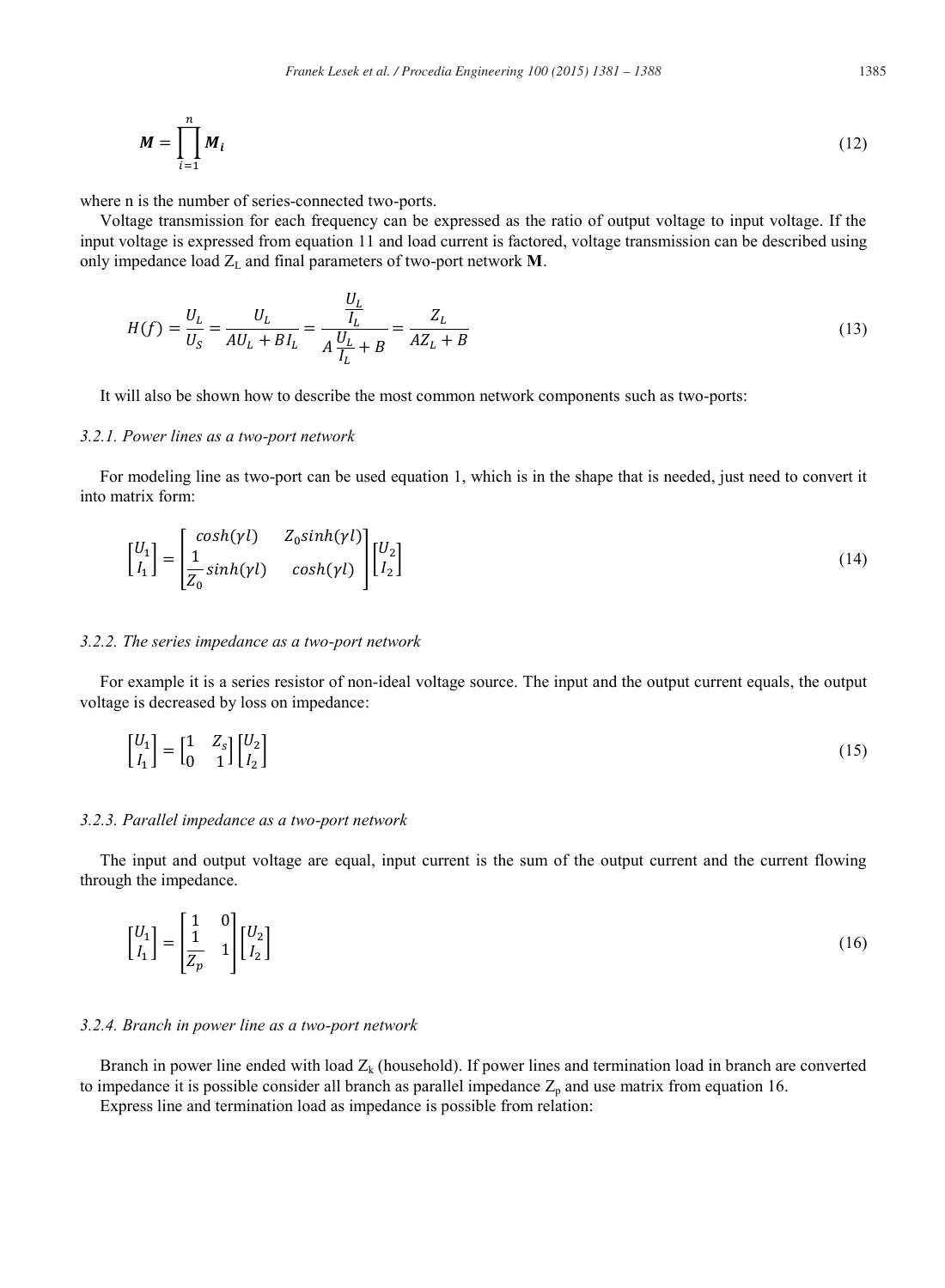$$\boldsymbol{M} = \prod_{i=1}^{n} \boldsymbol{M_i} \tag{12}$$

where n is the number of series-connected two-ports.

Voltage transmission for each frequency can be expressed as the ratio of output voltage to input voltage. If the input voltage is expressed from equation 11 and load current is factored, voltage transmission can be described using only impedance load $Z_L$ and final parameters of two-port network **M**.

$$H(f) = \frac{U_L}{U_S} = \frac{U_L}{AU_L + BI_L} = \frac{\frac{U_L}{I_L}}{A\frac{U_L}{I_L} + B} = \frac{Z_L}{AZ_L + B} \tag{13}$$

It will also be shown how to describe the most common network components such as two-ports:

### *3.2.1. Power lines as a two-port network*

For modeling line as two-port can be used equation 1, which is in the shape that is needed, just need to convert it into matrix form:

$$\begin{bmatrix} U_1 \\ I_1 \end{bmatrix} = \begin{bmatrix} cosh(\gamma l) & Z_0 sinh(\gamma l) \\ \frac{1}{Z_0} sinh(\gamma l) & cosh(\gamma l) \end{bmatrix} \begin{bmatrix} U_2 \\ I_2 \end{bmatrix} \tag{14}$$

### *3.2.2. The series impedance as a two-port network*

For example it is a series resistor of non-ideal voltage source. The input and the output current equals, the output voltage is decreased by loss on impedance:

$$\begin{bmatrix} U_1 \\ I_1 \end{bmatrix} = \begin{bmatrix} 1 & Z_s \\ 0 & 1 \end{bmatrix} \begin{bmatrix} U_2 \\ I_2 \end{bmatrix} \tag{15}$$

### *3.2.3. Parallel impedance as a two-port network*

The input and output voltage are equal, input current is the sum of the output current and the current flowing through the impedance.

$$\begin{bmatrix} U_1 \\ I_1 \end{bmatrix} = \begin{bmatrix} 1 & 0 \\ \frac{1}{Z_p} & 1 \end{bmatrix} \begin{bmatrix} U_2 \\ I_2 \end{bmatrix} \tag{16}$$

### *3.2.4. Branch in power line as a two-port network*

Branch in power line ended with load $Z_k$ (household). If power lines and termination load in branch are converted to impedance it is possible consider all branch as parallel impedance $Z_p$ and use matrix from equation 16.

Express line and termination load as impedance is possible from relation: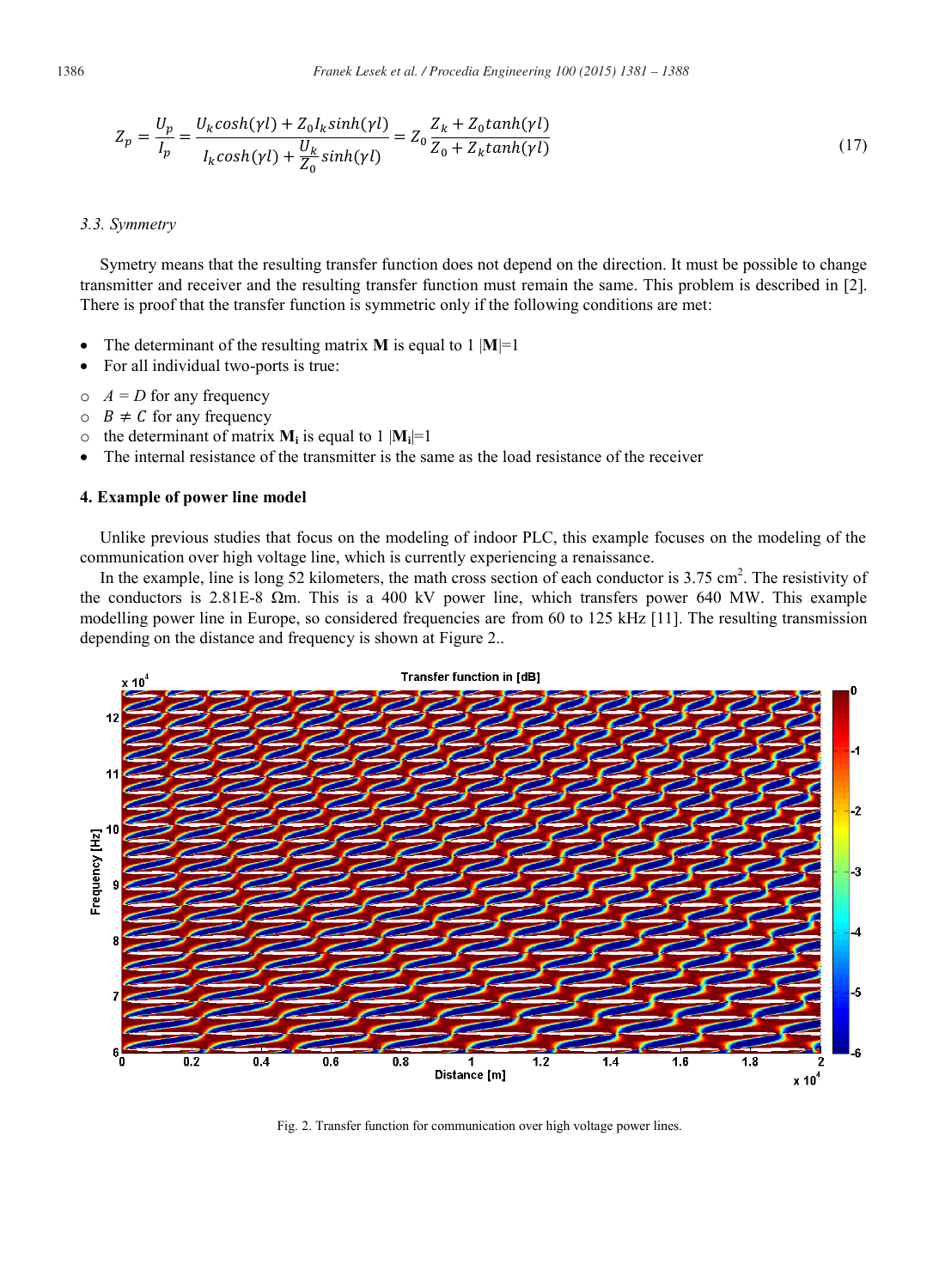$$Z_p = \frac{U_p}{I_p} = \frac{U_k cosh(\gamma l) + Z_0 I_k sinh(\gamma l)}{I_k cosh(\gamma l) + \frac{U_k}{Z_0} sinh(\gamma l)} = Z_0 \frac{Z_k + Z_0 tanh(\gamma l)}{Z_0 + Z_k tanh(\gamma l)} \tag{17}$$

### *3.3. Symmetry*

Symetry means that the resulting transfer function does not depend on the direction. It must be possible to change transmitter and receiver and the resulting transfer function must remain the same. This problem is described in [2]. There is proof that the transfer function is symmetric only if the following conditions are met:

- The determinant of the resulting matrix **M** is equal to 1 |**M**|=1
- For all individual two-ports is true:
  - $A = D$ for any frequency
  - $B \neq C$ for any frequency
  - the determinant of matrix $\mathbf{M_i}$ is equal to 1 $|\mathbf{M_i}|=1$
- The internal resistance of the transmitter is the same as the load resistance of the receiver

## 4. Example of power line model

Unlike previous studies that focus on the modeling of indoor PLC, this example focuses on the modeling of the communication over high voltage line, which is currently experiencing a renaissance.

In the example, line is long 52 kilometers, the math cross section of each conductor is 3.75 cm$^2$. The resistivity of the conductors is 2.81E-8 Ωm. This is a 400 kV power line, which transfers power 640 MW. This example modelling power line in Europe, so considered frequencies are from 60 to 125 kHz [11]. The resulting transmission depending on the distance and frequency is shown at Figure 2..

Transfer function in [dB]

x 10^4

12
11
10
9
8
7
6

Frequency [Hz]

0
0.2
0.4
0.6
0.8
1
1.2
1.4
1.6
1.8
2

x 10^4

Distance [m]

0
-1
-2
-3
-4
-5
-6

Fig. 2. Transfer function for communication over high voltage power lines.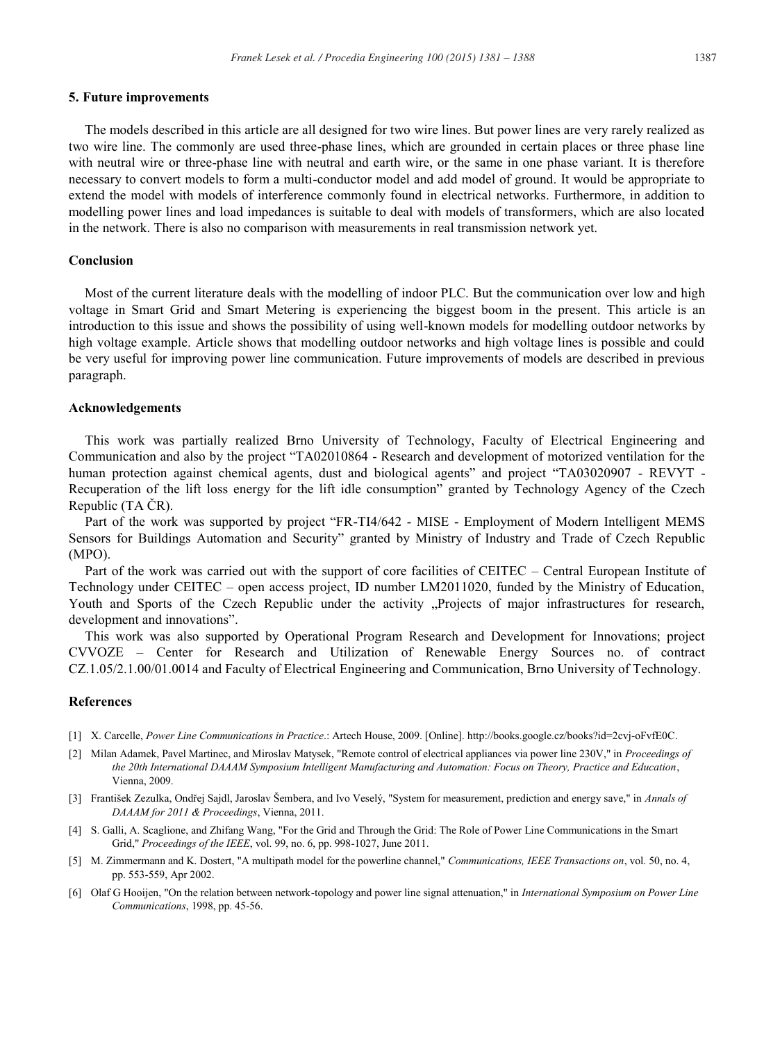## 5. Future improvements

The models described in this article are all designed for two wire lines. But power lines are very rarely realized as two wire line. The commonly are used three-phase lines, which are grounded in certain places or three phase line with neutral wire or three-phase line with neutral and earth wire, or the same in one phase variant. It is therefore necessary to convert models to form a multi-conductor model and add model of ground. It would be appropriate to extend the model with models of interference commonly found in electrical networks. Furthermore, in addition to modelling power lines and load impedances is suitable to deal with models of transformers, which are also located in the network. There is also no comparison with measurements in real transmission network yet.

## Conclusion

Most of the current literature deals with the modelling of indoor PLC. But the communication over low and high voltage in Smart Grid and Smart Metering is experiencing the biggest boom in the present. This article is an introduction to this issue and shows the possibility of using well-known models for modelling outdoor networks by high voltage example. Article shows that modelling outdoor networks and high voltage lines is possible and could be very useful for improving power line communication. Future improvements of models are described in previous paragraph.

## Acknowledgements

This work was partially realized Brno University of Technology, Faculty of Electrical Engineering and Communication and also by the project "TA02010864 - Research and development of motorized ventilation for the human protection against chemical agents, dust and biological agents" and project "TA03020907 - REVYT - Recuperation of the lift loss energy for the lift idle consumption" granted by Technology Agency of the Czech Republic (TA ČR).

Part of the work was supported by project "FR-TI4/642 - MISE - Employment of Modern Intelligent MEMS Sensors for Buildings Automation and Security" granted by Ministry of Industry and Trade of Czech Republic (MPO).

Part of the work was carried out with the support of core facilities of CEITEC – Central European Institute of Technology under CEITEC – open access project, ID number LM2011020, funded by the Ministry of Education, Youth and Sports of the Czech Republic under the activity „Projects of major infrastructures for research, development and innovations".

This work was also supported by Operational Program Research and Development for Innovations; project CVVOZE – Center for Research and Utilization of Renewable Energy Sources no. of contract CZ.1.05/2.1.00/01.0014 and Faculty of Electrical Engineering and Communication, Brno University of Technology.

## References

[1] X. Carcelle, *Power Line Communications in Practice*.: Artech House, 2009. [Online]. http://books.google.cz/books?id=2cvj-oFvfE0C.

[2] Milan Adamek, Pavel Martinec, and Miroslav Matysek, "Remote control of electrical appliances via power line 230V," in *Proceedings of the 20th International DAAAM Symposium Intelligent Manufacturing and Automation: Focus on Theory, Practice and Education*, Vienna, 2009.

[3] František Zezulka, Ondřej Sajdl, Jaroslav Šembera, and Ivo Veselý, "System for measurement, prediction and energy save," in *Annals of DAAAM for 2011 & Proceedings*, Vienna, 2011.

[4] S. Galli, A. Scaglione, and Zhifang Wang, "For the Grid and Through the Grid: The Role of Power Line Communications in the Smart Grid," *Proceedings of the IEEE*, vol. 99, no. 6, pp. 998-1027, June 2011.

[5] M. Zimmermann and K. Dostert, "A multipath model for the powerline channel," *Communications, IEEE Transactions on*, vol. 50, no. 4, pp. 553-559, Apr 2002.

[6] Olaf G Hooijen, "On the relation between network-topology and power line signal attenuation," in *International Symposium on Power Line Communications*, 1998, pp. 45-56.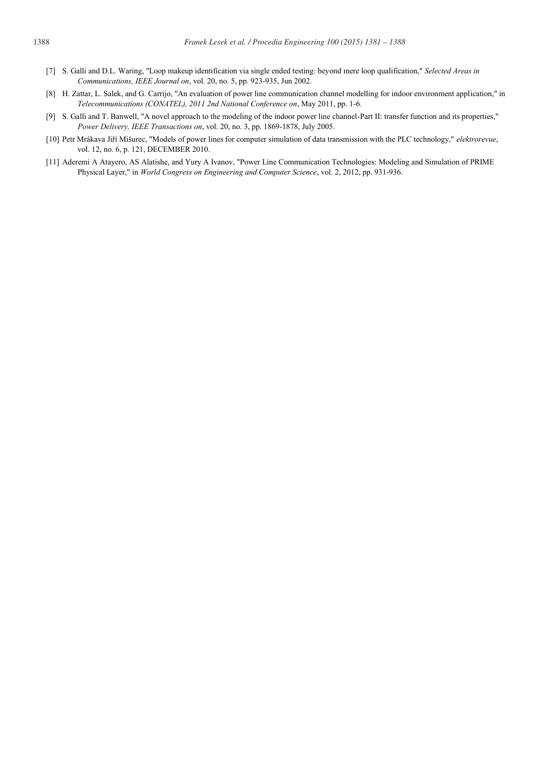[7] S. Galli and D.L. Waring, "Loop makeup identification via single ended testing: beyond mere loop qualification," *Selected Areas in Communications, IEEE Journal on*, vol. 20, no. 5, pp. 923-935, Jun 2002.

[8] H. Zattar, L. Salek, and G. Carrijo, "An evaluation of power line communication channel modelling for indoor environment application," in *Telecommunications (CONATEL), 2011 2nd National Conference on*, May 2011, pp. 1-6.

[9] S. Galli and T. Banwell, "A novel approach to the modeling of the indoor power line channel-Part II: transfer function and its properties," *Power Delivery, IEEE Transactions on*, vol. 20, no. 3, pp. 1869-1878, July 2005.

[10] Petr Mrákava Jiří Mišurec, "Models of power lines for computer simulation of data transmission with the PLC technology," *elektrorevue*, vol. 12, no. 6, p. 121, DECEMBER 2010.

[11] Aderemi A Atayero, AS Alatishe, and Yury A Ivanov, "Power Line Communication Technologies: Modeling and Simulation of PRIME Physical Layer," in *World Congress on Engineering and Computer Science*, vol. 2, 2012, pp. 931-936.